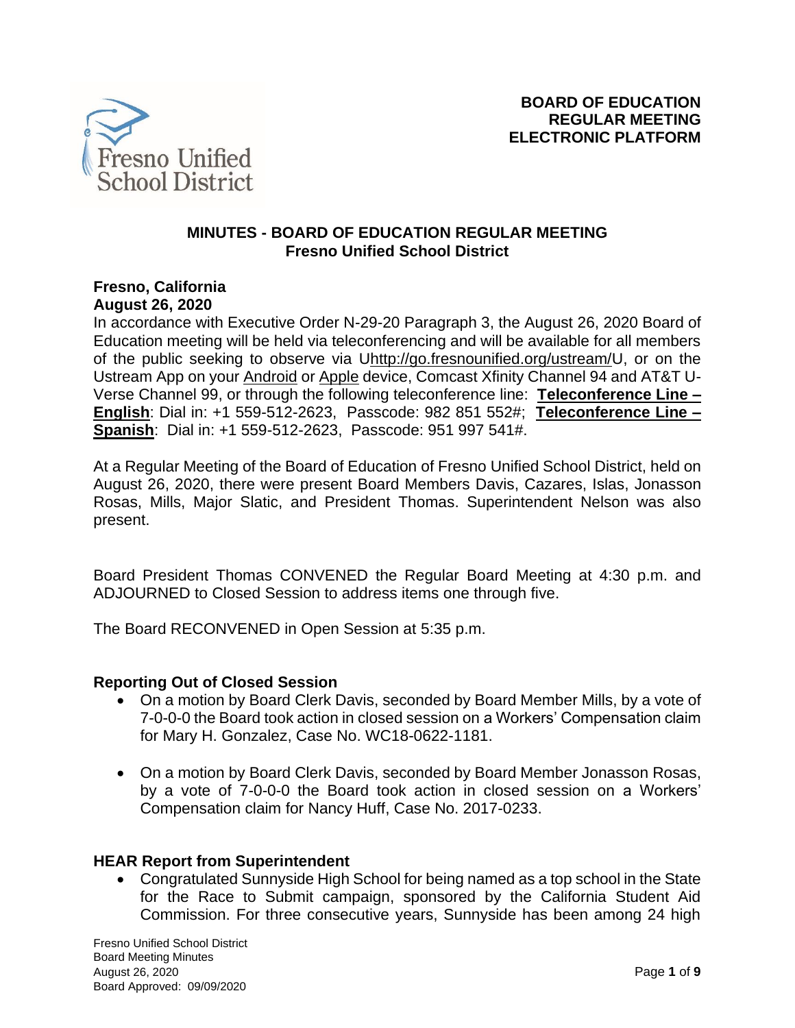**BOARD OF EDUCATION**
**REGULAR MEETING**
**ELECTRONIC PLATFORM**

## MINUTES - BOARD OF EDUCATION REGULAR MEETING
## Fresno Unified School District

**Fresno, California**
**August 26, 2020**

In accordance with Executive Order N-29-20 Paragraph 3, the August 26, 2020 Board of Education meeting will be held via teleconferencing and will be available for all members of the public seeking to observe via Uhttp://go.fresnounified.org/ustream/U, or on the Ustream App on your Android or Apple device, Comcast Xfinity Channel 94 and AT&T U-Verse Channel 99, or through the following teleconference line: **Teleconference Line – English**: Dial in: +1 559-512-2623, Passcode: 982 851 552#; **Teleconference Line – Spanish**: Dial in: +1 559-512-2623, Passcode: 951 997 541#.

At a Regular Meeting of the Board of Education of Fresno Unified School District, held on August 26, 2020, there were present Board Members Davis, Cazares, Islas, Jonasson Rosas, Mills, Major Slatic, and President Thomas. Superintendent Nelson was also present.

Board President Thomas CONVENED the Regular Board Meeting at 4:30 p.m. and ADJOURNED to Closed Session to address items one through five.

The Board RECONVENED in Open Session at 5:35 p.m.

### Reporting Out of Closed Session

- On a motion by Board Clerk Davis, seconded by Board Member Mills, by a vote of 7-0-0-0 the Board took action in closed session on a Workers' Compensation claim for Mary H. Gonzalez, Case No. WC18-0622-1181.
- On a motion by Board Clerk Davis, seconded by Board Member Jonasson Rosas, by a vote of 7-0-0-0 the Board took action in closed session on a Workers' Compensation claim for Nancy Huff, Case No. 2017-0233.

### HEAR Report from Superintendent

- Congratulated Sunnyside High School for being named as a top school in the State for the Race to Submit campaign, sponsored by the California Student Aid Commission. For three consecutive years, Sunnyside has been among 24 high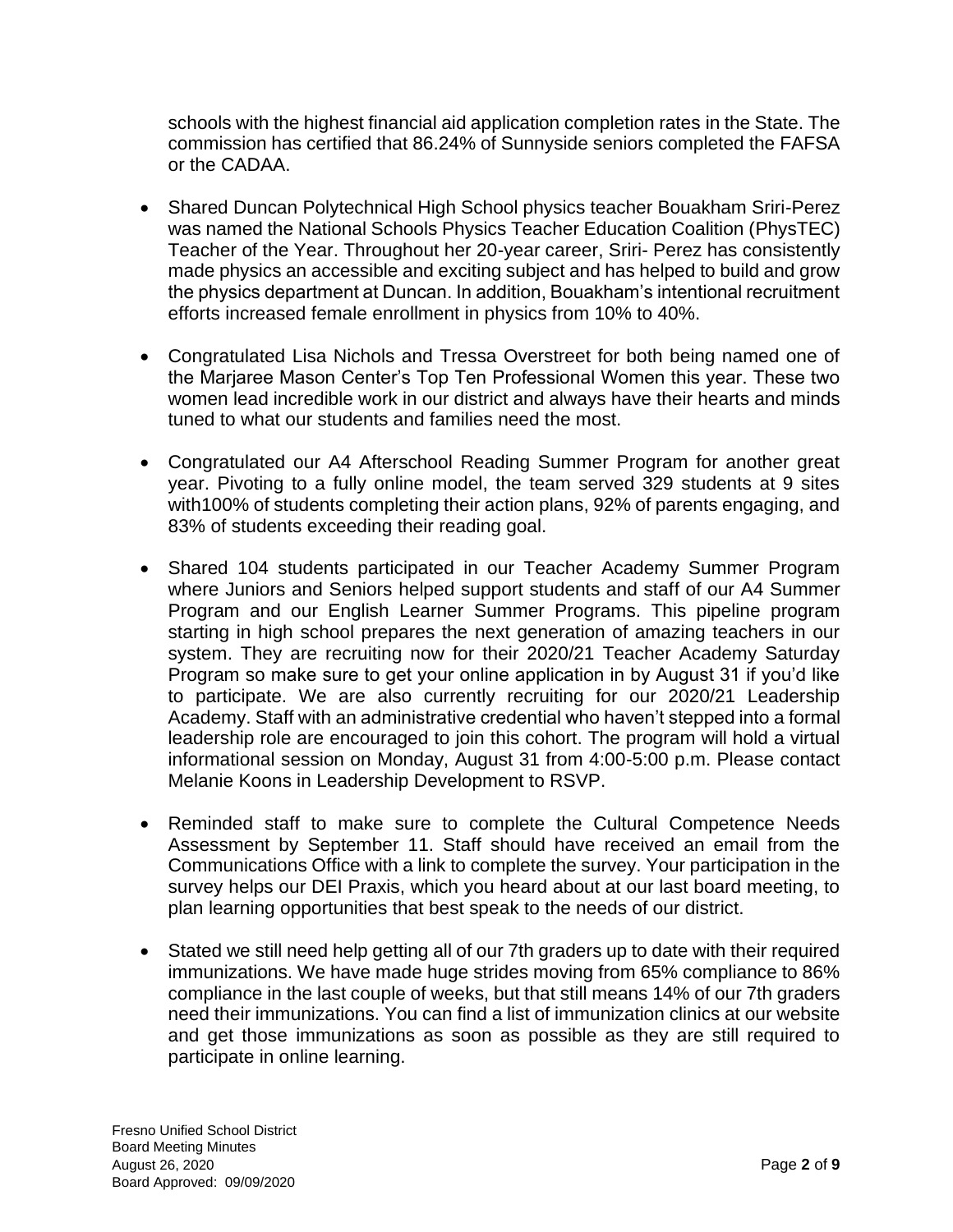schools with the highest financial aid application completion rates in the State. The commission has certified that 86.24% of Sunnyside seniors completed the FAFSA or the CADAA.

- Shared Duncan Polytechnical High School physics teacher Bouakham Sriri-Perez was named the National Schools Physics Teacher Education Coalition (PhysTEC) Teacher of the Year. Throughout her 20-year career, Sriri- Perez has consistently made physics an accessible and exciting subject and has helped to build and grow the physics department at Duncan. In addition, Bouakham's intentional recruitment efforts increased female enrollment in physics from 10% to 40%.

- Congratulated Lisa Nichols and Tressa Overstreet for both being named one of the Marjaree Mason Center's Top Ten Professional Women this year. These two women lead incredible work in our district and always have their hearts and minds tuned to what our students and families need the most.

- Congratulated our A4 Afterschool Reading Summer Program for another great year. Pivoting to a fully online model, the team served 329 students at 9 sites with100% of students completing their action plans, 92% of parents engaging, and 83% of students exceeding their reading goal.

- Shared 104 students participated in our Teacher Academy Summer Program where Juniors and Seniors helped support students and staff of our A4 Summer Program and our English Learner Summer Programs. This pipeline program starting in high school prepares the next generation of amazing teachers in our system. They are recruiting now for their 2020/21 Teacher Academy Saturday Program so make sure to get your online application in by August 31 if you'd like to participate. We are also currently recruiting for our 2020/21 Leadership Academy. Staff with an administrative credential who haven't stepped into a formal leadership role are encouraged to join this cohort. The program will hold a virtual informational session on Monday, August 31 from 4:00-5:00 p.m. Please contact Melanie Koons in Leadership Development to RSVP.

- Reminded staff to make sure to complete the Cultural Competence Needs Assessment by September 11. Staff should have received an email from the Communications Office with a link to complete the survey. Your participation in the survey helps our DEI Praxis, which you heard about at our last board meeting, to plan learning opportunities that best speak to the needs of our district.

- Stated we still need help getting all of our 7th graders up to date with their required immunizations. We have made huge strides moving from 65% compliance to 86% compliance in the last couple of weeks, but that still means 14% of our 7th graders need their immunizations. You can find a list of immunization clinics at our website and get those immunizations as soon as possible as they are still required to participate in online learning.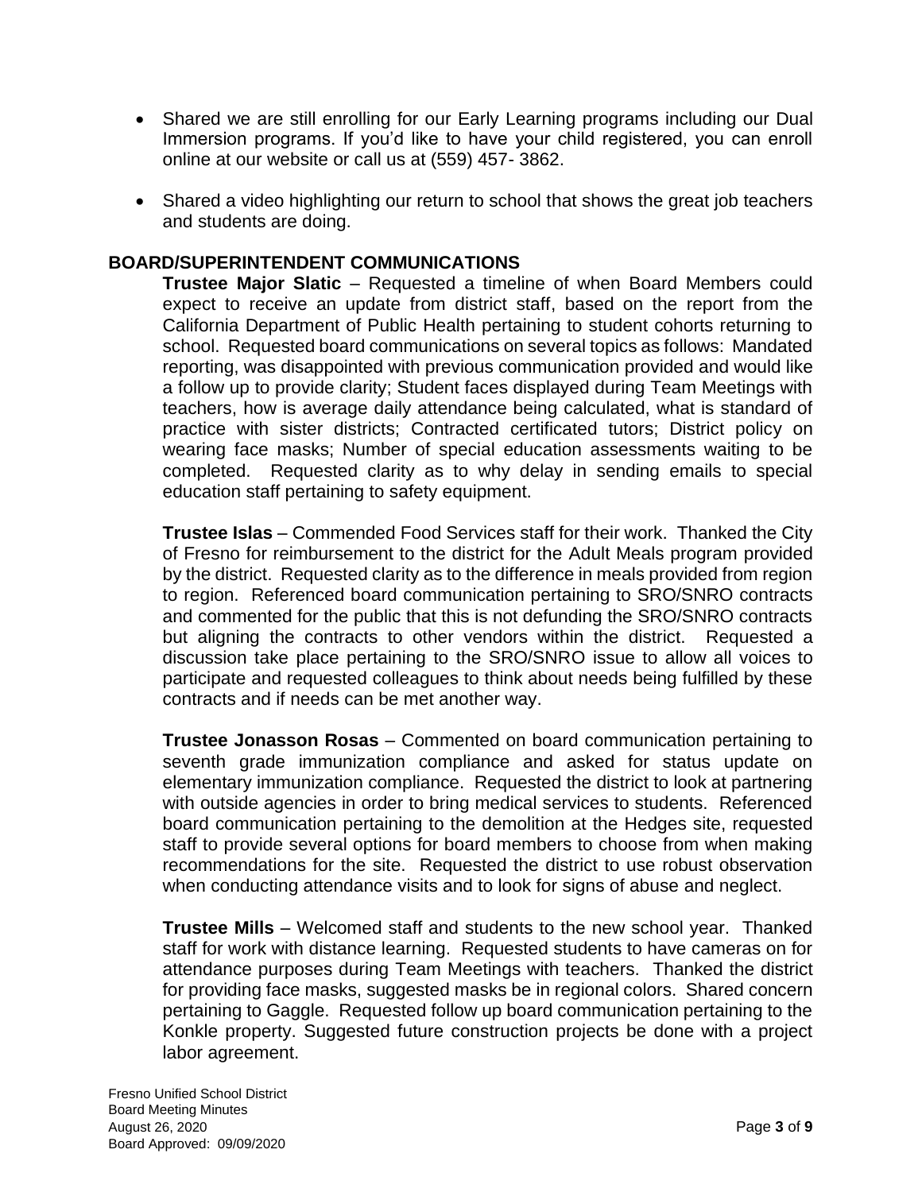- Shared we are still enrolling for our Early Learning programs including our Dual Immersion programs. If you'd like to have your child registered, you can enroll online at our website or call us at (559) 457- 3862.

- Shared a video highlighting our return to school that shows the great job teachers and students are doing.

## BOARD/SUPERINTENDENT COMMUNICATIONS

**Trustee Major Slatic** – Requested a timeline of when Board Members could expect to receive an update from district staff, based on the report from the California Department of Public Health pertaining to student cohorts returning to school. Requested board communications on several topics as follows: Mandated reporting, was disappointed with previous communication provided and would like a follow up to provide clarity; Student faces displayed during Team Meetings with teachers, how is average daily attendance being calculated, what is standard of practice with sister districts; Contracted certificated tutors; District policy on wearing face masks; Number of special education assessments waiting to be completed. Requested clarity as to why delay in sending emails to special education staff pertaining to safety equipment.

**Trustee Islas** – Commended Food Services staff for their work. Thanked the City of Fresno for reimbursement to the district for the Adult Meals program provided by the district. Requested clarity as to the difference in meals provided from region to region. Referenced board communication pertaining to SRO/SNRO contracts and commented for the public that this is not defunding the SRO/SNRO contracts but aligning the contracts to other vendors within the district. Requested a discussion take place pertaining to the SRO/SNRO issue to allow all voices to participate and requested colleagues to think about needs being fulfilled by these contracts and if needs can be met another way.

**Trustee Jonasson Rosas** – Commented on board communication pertaining to seventh grade immunization compliance and asked for status update on elementary immunization compliance. Requested the district to look at partnering with outside agencies in order to bring medical services to students. Referenced board communication pertaining to the demolition at the Hedges site, requested staff to provide several options for board members to choose from when making recommendations for the site. Requested the district to use robust observation when conducting attendance visits and to look for signs of abuse and neglect.

**Trustee Mills** – Welcomed staff and students to the new school year. Thanked staff for work with distance learning. Requested students to have cameras on for attendance purposes during Team Meetings with teachers. Thanked the district for providing face masks, suggested masks be in regional colors. Shared concern pertaining to Gaggle. Requested follow up board communication pertaining to the Konkle property. Suggested future construction projects be done with a project labor agreement.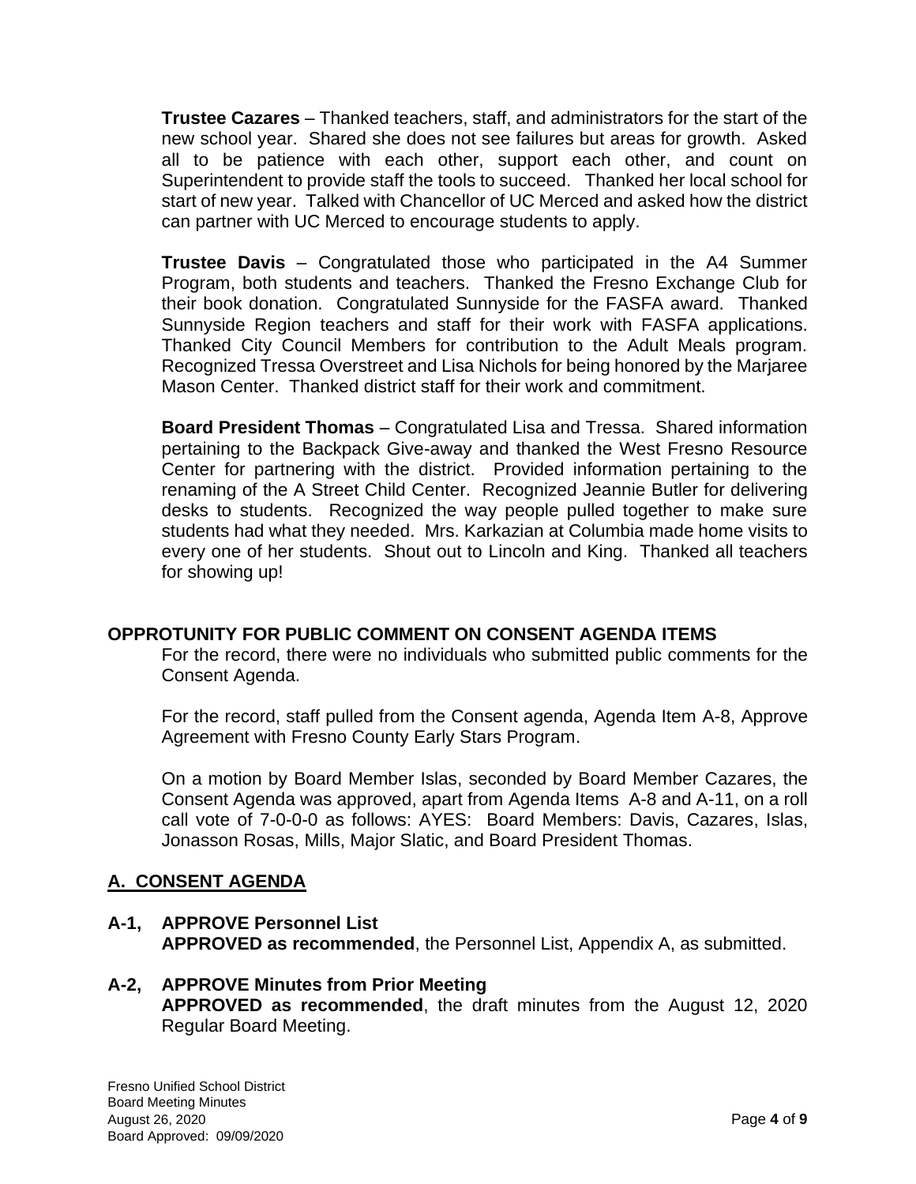**Trustee Cazares** – Thanked teachers, staff, and administrators for the start of the new school year. Shared she does not see failures but areas for growth. Asked all to be patience with each other, support each other, and count on Superintendent to provide staff the tools to succeed. Thanked her local school for start of new year. Talked with Chancellor of UC Merced and asked how the district can partner with UC Merced to encourage students to apply.

**Trustee Davis** – Congratulated those who participated in the A4 Summer Program, both students and teachers. Thanked the Fresno Exchange Club for their book donation. Congratulated Sunnyside for the FASFA award. Thanked Sunnyside Region teachers and staff for their work with FASFA applications. Thanked City Council Members for contribution to the Adult Meals program. Recognized Tressa Overstreet and Lisa Nichols for being honored by the Marjaree Mason Center. Thanked district staff for their work and commitment.

**Board President Thomas** – Congratulated Lisa and Tressa. Shared information pertaining to the Backpack Give-away and thanked the West Fresno Resource Center for partnering with the district. Provided information pertaining to the renaming of the A Street Child Center. Recognized Jeannie Butler for delivering desks to students. Recognized the way people pulled together to make sure students had what they needed. Mrs. Karkazian at Columbia made home visits to every one of her students. Shout out to Lincoln and King. Thanked all teachers for showing up!

## OPPROTUNITY FOR PUBLIC COMMENT ON CONSENT AGENDA ITEMS

For the record, there were no individuals who submitted public comments for the Consent Agenda.

For the record, staff pulled from the Consent agenda, Agenda Item A-8, Approve Agreement with Fresno County Early Stars Program.

On a motion by Board Member Islas, seconded by Board Member Cazares, the Consent Agenda was approved, apart from Agenda Items A-8 and A-11, on a roll call vote of 7-0-0-0 as follows: AYES: Board Members: Davis, Cazares, Islas, Jonasson Rosas, Mills, Major Slatic, and Board President Thomas.

## A. CONSENT AGENDA

**A-1, APPROVE Personnel List**
**APPROVED as recommended**, the Personnel List, Appendix A, as submitted.

**A-2, APPROVE Minutes from Prior Meeting**
**APPROVED as recommended**, the draft minutes from the August 12, 2020 Regular Board Meeting.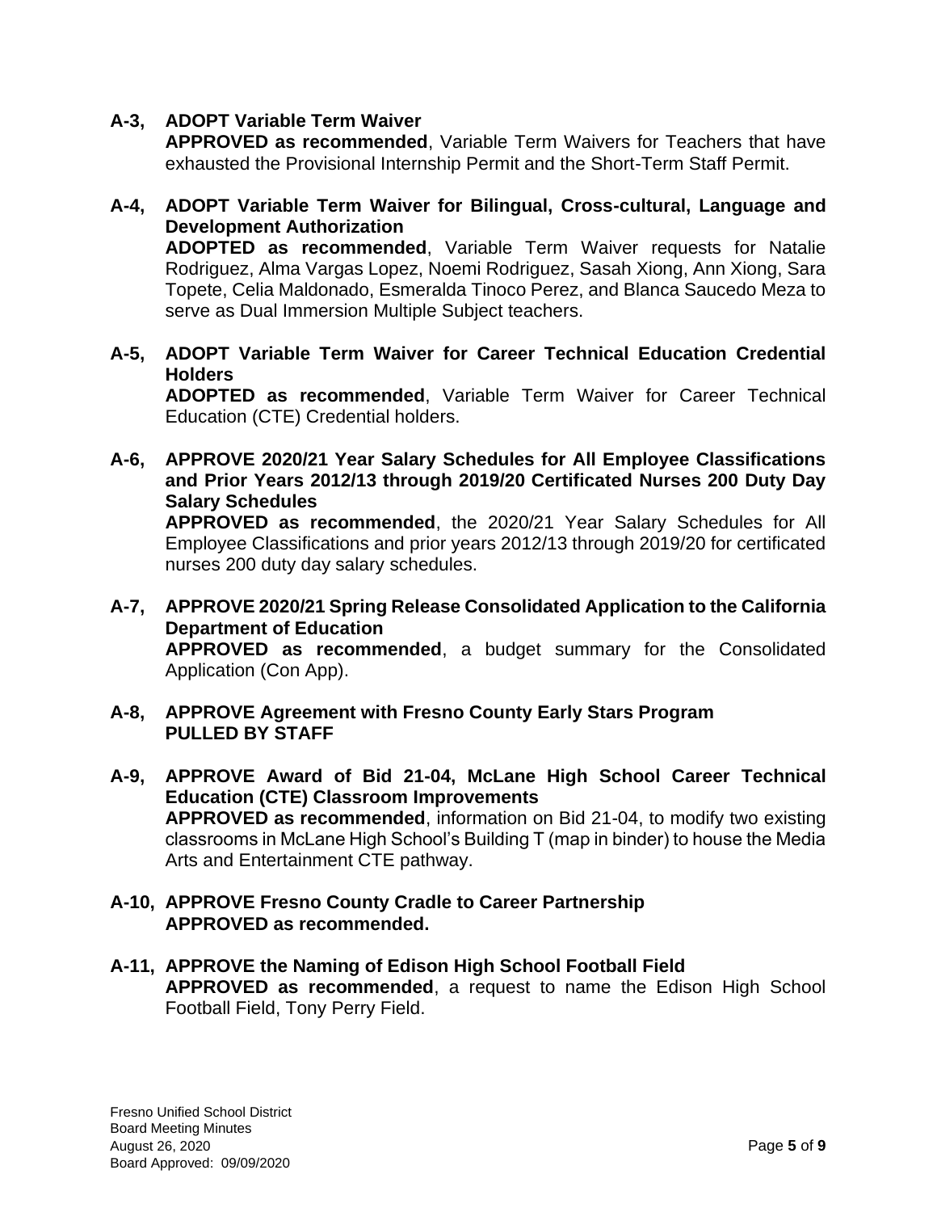**A-3, ADOPT Variable Term Waiver**
**APPROVED as recommended**, Variable Term Waivers for Teachers that have exhausted the Provisional Internship Permit and the Short-Term Staff Permit.

**A-4, ADOPT Variable Term Waiver for Bilingual, Cross-cultural, Language and Development Authorization**
**ADOPTED as recommended**, Variable Term Waiver requests for Natalie Rodriguez, Alma Vargas Lopez, Noemi Rodriguez, Sasah Xiong, Ann Xiong, Sara Topete, Celia Maldonado, Esmeralda Tinoco Perez, and Blanca Saucedo Meza to serve as Dual Immersion Multiple Subject teachers.

**A-5, ADOPT Variable Term Waiver for Career Technical Education Credential Holders**
**ADOPTED as recommended**, Variable Term Waiver for Career Technical Education (CTE) Credential holders.

**A-6, APPROVE 2020/21 Year Salary Schedules for All Employee Classifications and Prior Years 2012/13 through 2019/20 Certificated Nurses 200 Duty Day Salary Schedules**
**APPROVED as recommended**, the 2020/21 Year Salary Schedules for All Employee Classifications and prior years 2012/13 through 2019/20 for certificated nurses 200 duty day salary schedules.

**A-7, APPROVE 2020/21 Spring Release Consolidated Application to the California Department of Education**
**APPROVED as recommended**, a budget summary for the Consolidated Application (Con App).

**A-8, APPROVE Agreement with Fresno County Early Stars Program**
**PULLED BY STAFF**

**A-9, APPROVE Award of Bid 21-04, McLane High School Career Technical Education (CTE) Classroom Improvements**
**APPROVED as recommended**, information on Bid 21-04, to modify two existing classrooms in McLane High School's Building T (map in binder) to house the Media Arts and Entertainment CTE pathway.

**A-10, APPROVE Fresno County Cradle to Career Partnership**
**APPROVED as recommended.**

**A-11, APPROVE the Naming of Edison High School Football Field**
**APPROVED as recommended**, a request to name the Edison High School Football Field, Tony Perry Field.

Fresno Unified School District
Board Meeting Minutes
August 26, 2020
Board Approved: 09/09/2020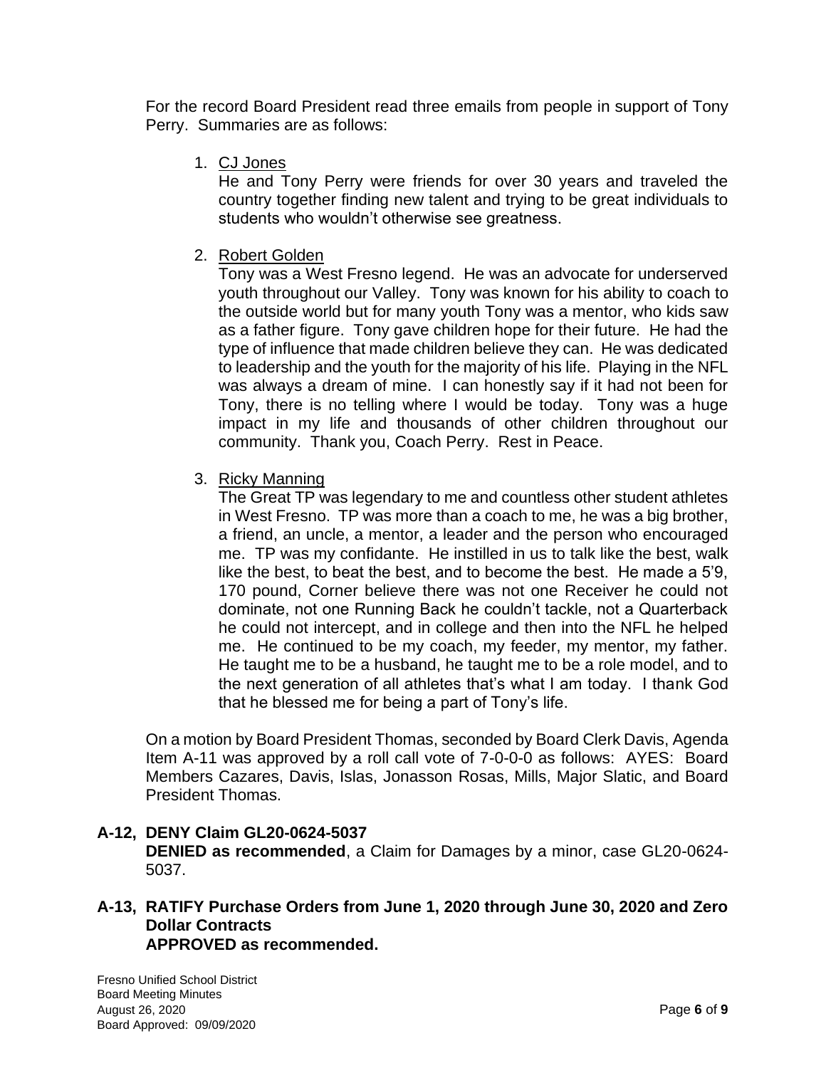For the record Board President read three emails from people in support of Tony Perry. Summaries are as follows:

1. CJ Jones
   He and Tony Perry were friends for over 30 years and traveled the country together finding new talent and trying to be great individuals to students who wouldn't otherwise see greatness.

2. Robert Golden
   Tony was a West Fresno legend. He was an advocate for underserved youth throughout our Valley. Tony was known for his ability to coach to the outside world but for many youth Tony was a mentor, who kids saw as a father figure. Tony gave children hope for their future. He had the type of influence that made children believe they can. He was dedicated to leadership and the youth for the majority of his life. Playing in the NFL was always a dream of mine. I can honestly say if it had not been for Tony, there is no telling where I would be today. Tony was a huge impact in my life and thousands of other children throughout our community. Thank you, Coach Perry. Rest in Peace.

3. Ricky Manning
   The Great TP was legendary to me and countless other student athletes in West Fresno. TP was more than a coach to me, he was a big brother, a friend, an uncle, a mentor, a leader and the person who encouraged me. TP was my confidante. He instilled in us to talk like the best, walk like the best, to beat the best, and to become the best. He made a 5'9, 170 pound, Corner believe there was not one Receiver he could not dominate, not one Running Back he couldn't tackle, not a Quarterback he could not intercept, and in college and then into the NFL he helped me. He continued to be my coach, my feeder, my mentor, my father. He taught me to be a husband, he taught me to be a role model, and to the next generation of all athletes that's what I am today. I thank God that he blessed me for being a part of Tony's life.

On a motion by Board President Thomas, seconded by Board Clerk Davis, Agenda Item A-11 was approved by a roll call vote of 7-0-0-0 as follows: AYES: Board Members Cazares, Davis, Islas, Jonasson Rosas, Mills, Major Slatic, and Board President Thomas.

**A-12, DENY Claim GL20-0624-5037**
**DENIED as recommended**, a Claim for Damages by a minor, case GL20-0624-5037.

**A-13, RATIFY Purchase Orders from June 1, 2020 through June 30, 2020 and Zero Dollar Contracts**
**APPROVED as recommended.**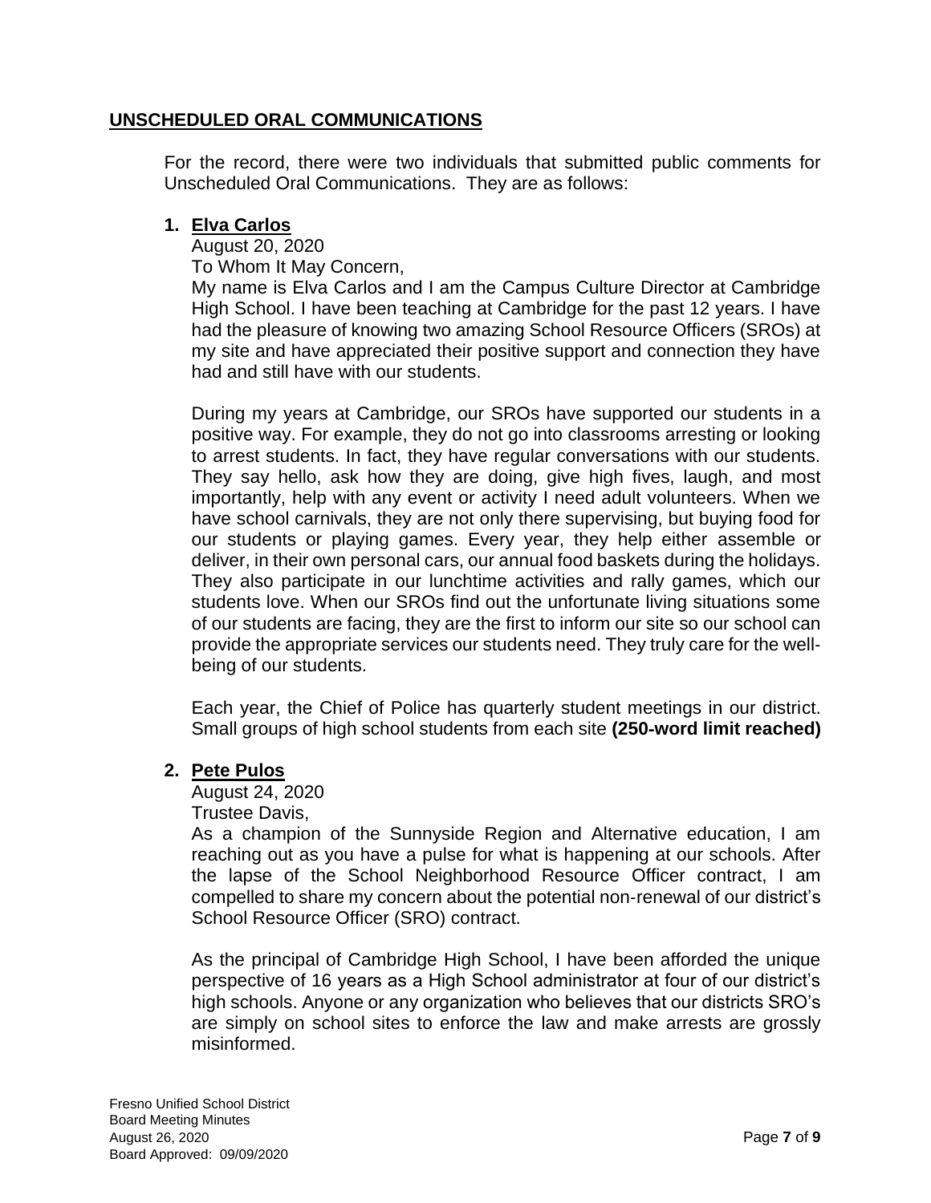## UNSCHEDULED ORAL COMMUNICATIONS

For the record, there were two individuals that submitted public comments for Unscheduled Oral Communications. They are as follows:

1. **Elva Carlos**

   August 20, 2020

   To Whom It May Concern,

   My name is Elva Carlos and I am the Campus Culture Director at Cambridge High School. I have been teaching at Cambridge for the past 12 years. I have had the pleasure of knowing two amazing School Resource Officers (SROs) at my site and have appreciated their positive support and connection they have had and still have with our students.

   During my years at Cambridge, our SROs have supported our students in a positive way. For example, they do not go into classrooms arresting or looking to arrest students. In fact, they have regular conversations with our students. They say hello, ask how they are doing, give high fives, laugh, and most importantly, help with any event or activity I need adult volunteers. When we have school carnivals, they are not only there supervising, but buying food for our students or playing games. Every year, they help either assemble or deliver, in their own personal cars, our annual food baskets during the holidays. They also participate in our lunchtime activities and rally games, which our students love. When our SROs find out the unfortunate living situations some of our students are facing, they are the first to inform our site so our school can provide the appropriate services our students need. They truly care for the well-being of our students.

   Each year, the Chief of Police has quarterly student meetings in our district. Small groups of high school students from each site **(250-word limit reached)**

2. **Pete Pulos**

   August 24, 2020

   Trustee Davis,

   As a champion of the Sunnyside Region and Alternative education, I am reaching out as you have a pulse for what is happening at our schools. After the lapse of the School Neighborhood Resource Officer contract, I am compelled to share my concern about the potential non-renewal of our district's School Resource Officer (SRO) contract.

   As the principal of Cambridge High School, I have been afforded the unique perspective of 16 years as a High School administrator at four of our district's high schools. Anyone or any organization who believes that our districts SRO's are simply on school sites to enforce the law and make arrests are grossly misinformed.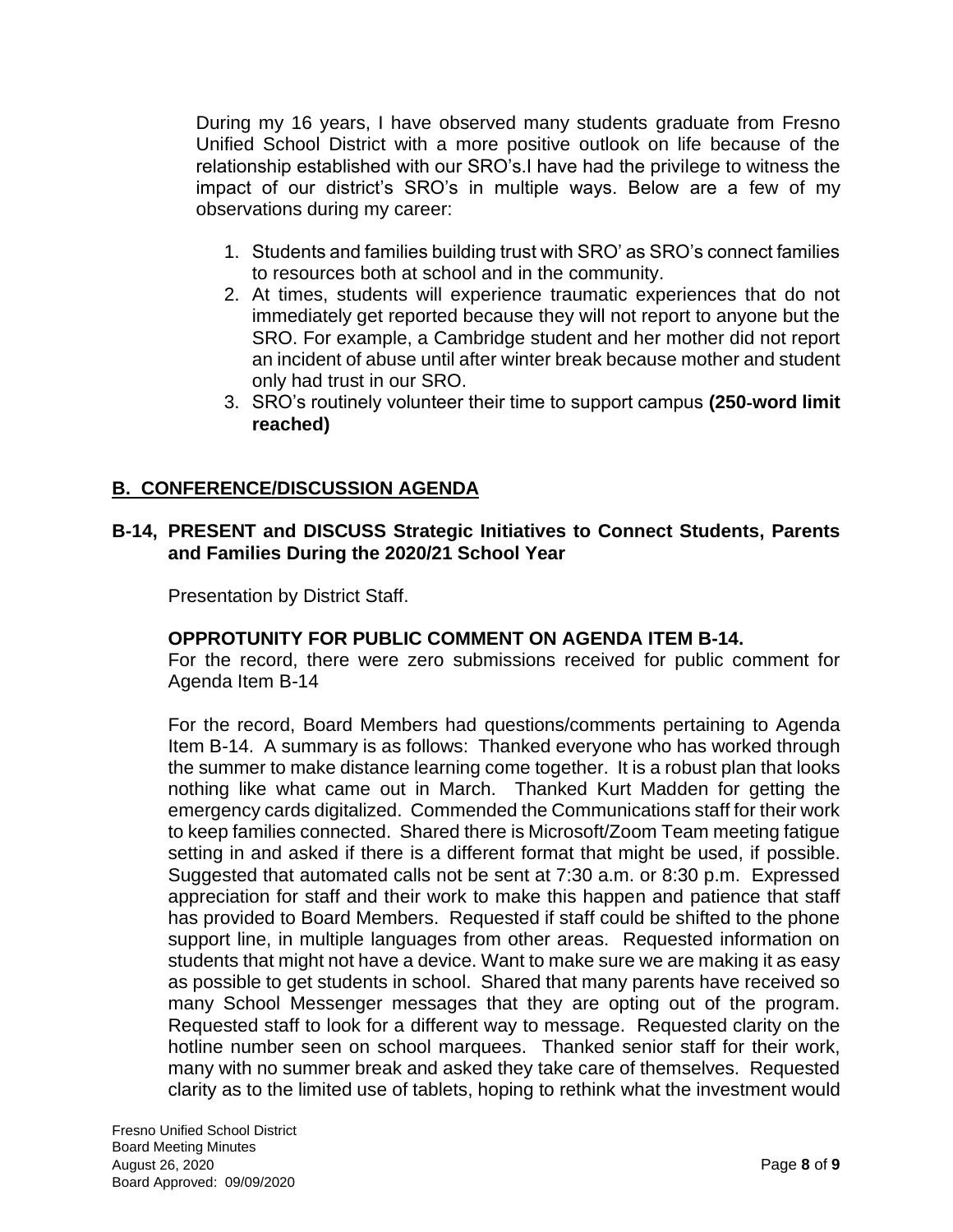During my 16 years, I have observed many students graduate from Fresno Unified School District with a more positive outlook on life because of the relationship established with our SRO's.I have had the privilege to witness the impact of our district's SRO's in multiple ways. Below are a few of my observations during my career:

1. Students and families building trust with SRO' as SRO's connect families to resources both at school and in the community.
2. At times, students will experience traumatic experiences that do not immediately get reported because they will not report to anyone but the SRO. For example, a Cambridge student and her mother did not report an incident of abuse until after winter break because mother and student only had trust in our SRO.
3. SRO's routinely volunteer their time to support campus **(250-word limit reached)**

## B. CONFERENCE/DISCUSSION AGENDA

### B-14, PRESENT and DISCUSS Strategic Initiatives to Connect Students, Parents and Families During the 2020/21 School Year

Presentation by District Staff.

**OPPROTUNITY FOR PUBLIC COMMENT ON AGENDA ITEM B-14.**
For the record, there were zero submissions received for public comment for Agenda Item B-14

For the record, Board Members had questions/comments pertaining to Agenda Item B-14. A summary is as follows: Thanked everyone who has worked through the summer to make distance learning come together. It is a robust plan that looks nothing like what came out in March. Thanked Kurt Madden for getting the emergency cards digitalized. Commended the Communications staff for their work to keep families connected. Shared there is Microsoft/Zoom Team meeting fatigue setting in and asked if there is a different format that might be used, if possible. Suggested that automated calls not be sent at 7:30 a.m. or 8:30 p.m. Expressed appreciation for staff and their work to make this happen and patience that staff has provided to Board Members. Requested if staff could be shifted to the phone support line, in multiple languages from other areas. Requested information on students that might not have a device. Want to make sure we are making it as easy as possible to get students in school. Shared that many parents have received so many School Messenger messages that they are opting out of the program. Requested staff to look for a different way to message. Requested clarity on the hotline number seen on school marquees. Thanked senior staff for their work, many with no summer break and asked they take care of themselves. Requested clarity as to the limited use of tablets, hoping to rethink what the investment would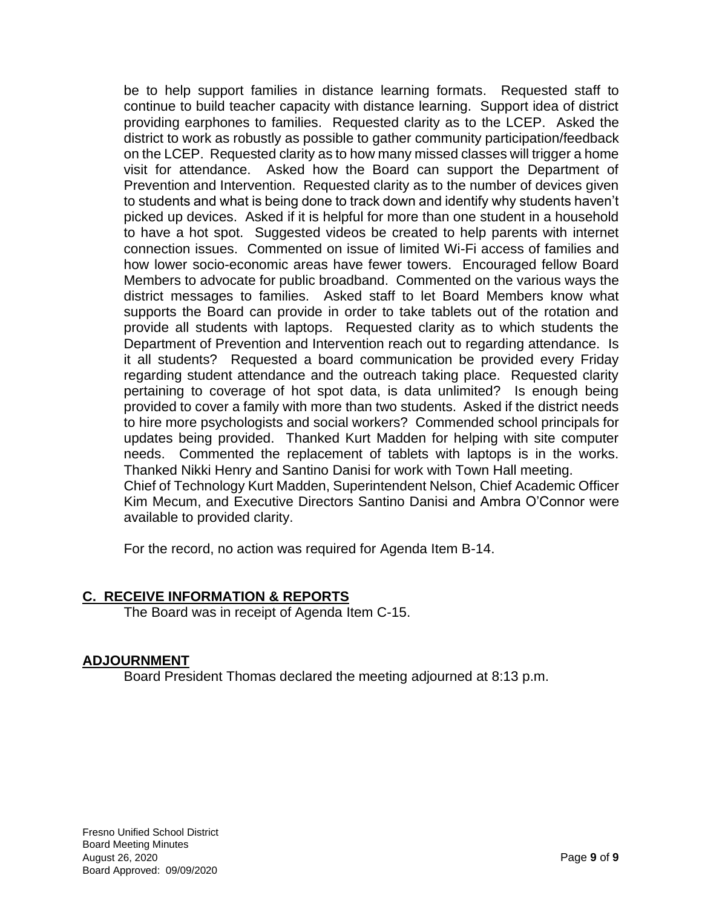be to help support families in distance learning formats. Requested staff to continue to build teacher capacity with distance learning. Support idea of district providing earphones to families. Requested clarity as to the LCEP. Asked the district to work as robustly as possible to gather community participation/feedback on the LCEP. Requested clarity as to how many missed classes will trigger a home visit for attendance. Asked how the Board can support the Department of Prevention and Intervention. Requested clarity as to the number of devices given to students and what is being done to track down and identify why students haven't picked up devices. Asked if it is helpful for more than one student in a household to have a hot spot. Suggested videos be created to help parents with internet connection issues. Commented on issue of limited Wi-Fi access of families and how lower socio-economic areas have fewer towers. Encouraged fellow Board Members to advocate for public broadband. Commented on the various ways the district messages to families. Asked staff to let Board Members know what supports the Board can provide in order to take tablets out of the rotation and provide all students with laptops. Requested clarity as to which students the Department of Prevention and Intervention reach out to regarding attendance. Is it all students? Requested a board communication be provided every Friday regarding student attendance and the outreach taking place. Requested clarity pertaining to coverage of hot spot data, is data unlimited? Is enough being provided to cover a family with more than two students. Asked if the district needs to hire more psychologists and social workers? Commended school principals for updates being provided. Thanked Kurt Madden for helping with site computer needs. Commented the replacement of tablets with laptops is in the works. Thanked Nikki Henry and Santino Danisi for work with Town Hall meeting.
Chief of Technology Kurt Madden, Superintendent Nelson, Chief Academic Officer Kim Mecum, and Executive Directors Santino Danisi and Ambra O'Connor were available to provided clarity.

For the record, no action was required for Agenda Item B-14.

## C. RECEIVE INFORMATION & REPORTS

The Board was in receipt of Agenda Item C-15.

## ADJOURNMENT

Board President Thomas declared the meeting adjourned at 8:13 p.m.